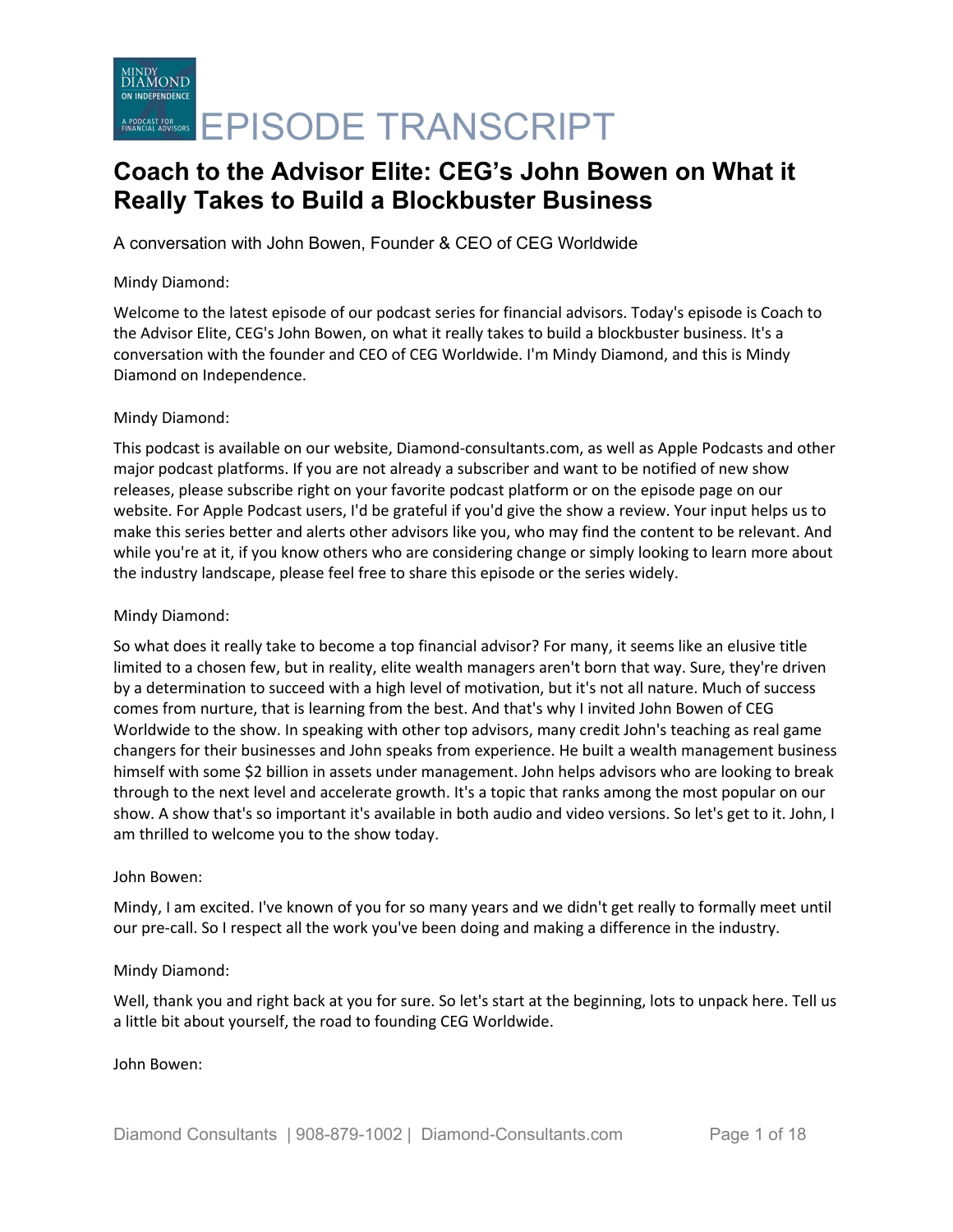# EPISODE TRANSCRIPT

## Coach to the Advisor Elite: CEG's John Bowen on What it Really Takes to Build a Blockbuster Business

A conversation with John Bowen, Founder & CEO of CEG Worldwide

Mindy Diamond:

Welcome to the latest episode of our podcast series for financial advisors. Today's episode is Coach to the Advisor Elite, CEG's John Bowen, on what it really takes to build a blockbuster business. It's a conversation with the founder and CEO of CEG Worldwide. I'm Mindy Diamond, and this is Mindy Diamond on Independence.

Mindy Diamond:

This podcast is available on our website, Diamond-consultants.com, as well as Apple Podcasts and other major podcast platforms. If you are not already a subscriber and want to be notified of new show releases, please subscribe right on your favorite podcast platform or on the episode page on our website. For Apple Podcast users, I'd be grateful if you'd give the show a review. Your input helps us to make this series better and alerts other advisors like you, who may find the content to be relevant. And while you're at it, if you know others who are considering change or simply looking to learn more about the industry landscape, please feel free to share this episode or the series widely.

Mindy Diamond:

So what does it really take to become a top financial advisor? For many, it seems like an elusive title limited to a chosen few, but in reality, elite wealth managers aren't born that way. Sure, they're driven by a determination to succeed with a high level of motivation, but it's not all nature. Much of success comes from nurture, that is learning from the best. And that's why I invited John Bowen of CEG Worldwide to the show. In speaking with other top advisors, many credit John's teaching as real game changers for their businesses and John speaks from experience. He built a wealth management business himself with some $2 billion in assets under management. John helps advisors who are looking to break through to the next level and accelerate growth. It's a topic that ranks among the most popular on our show. A show that's so important it's available in both audio and video versions. So let's get to it. John, I am thrilled to welcome you to the show today.

John Bowen:

Mindy, I am excited. I've known of you for so many years and we didn't get really to formally meet until our pre-call. So I respect all the work you've been doing and making a difference in the industry.

Mindy Diamond:

Well, thank you and right back at you for sure. So let's start at the beginning, lots to unpack here. Tell us a little bit about yourself, the road to founding CEG Worldwide.

John Bowen: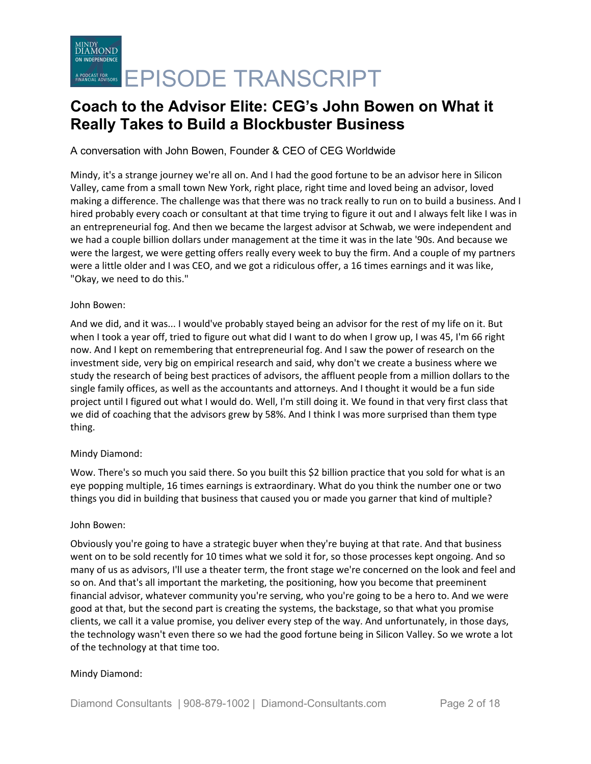# Coach to the Advisor Elite: CEG's John Bowen on What it Really Takes to Build a Blockbuster Business

A conversation with John Bowen, Founder & CEO of CEG Worldwide

Mindy, it's a strange journey we're all on. And I had the good fortune to be an advisor here in Silicon Valley, came from a small town New York, right place, right time and loved being an advisor, loved making a difference. The challenge was that there was no track really to run on to build a business. And I hired probably every coach or consultant at that time trying to figure it out and I always felt like I was in an entrepreneurial fog. And then we became the largest advisor at Schwab, we were independent and we had a couple billion dollars under management at the time it was in the late '90s. And because we were the largest, we were getting offers really every week to buy the firm. And a couple of my partners were a little older and I was CEO, and we got a ridiculous offer, a 16 times earnings and it was like, "Okay, we need to do this."

John Bowen:

And we did, and it was... I would've probably stayed being an advisor for the rest of my life on it. But when I took a year off, tried to figure out what did I want to do when I grow up, I was 45, I'm 66 right now. And I kept on remembering that entrepreneurial fog. And I saw the power of research on the investment side, very big on empirical research and said, why don't we create a business where we study the research of being best practices of advisors, the affluent people from a million dollars to the single family offices, as well as the accountants and attorneys. And I thought it would be a fun side project until I figured out what I would do. Well, I'm still doing it. We found in that very first class that we did of coaching that the advisors grew by 58%. And I think I was more surprised than them type thing.

Mindy Diamond:

Wow. There's so much you said there. So you built this $2 billion practice that you sold for what is an eye popping multiple, 16 times earnings is extraordinary. What do you think the number one or two things you did in building that business that caused you or made you garner that kind of multiple?

John Bowen:

Obviously you're going to have a strategic buyer when they're buying at that rate. And that business went on to be sold recently for 10 times what we sold it for, so those processes kept ongoing. And so many of us as advisors, I'll use a theater term, the front stage we're concerned on the look and feel and so on. And that's all important the marketing, the positioning, how you become that preeminent financial advisor, whatever community you're serving, who you're going to be a hero to. And we were good at that, but the second part is creating the systems, the backstage, so that what you promise clients, we call it a value promise, you deliver every step of the way. And unfortunately, in those days, the technology wasn't even there so we had the good fortune being in Silicon Valley. So we wrote a lot of the technology at that time too.

Mindy Diamond: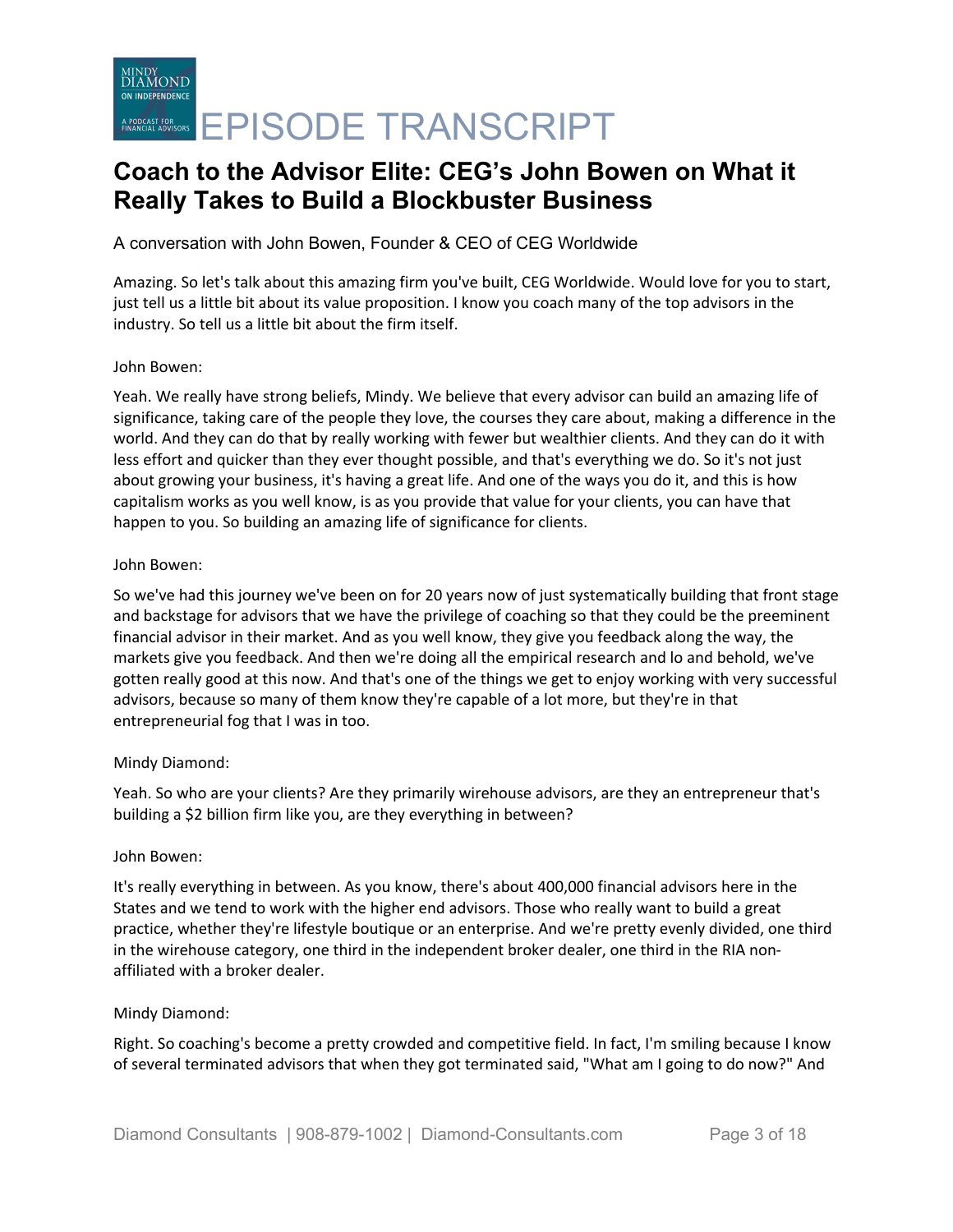# Coach to the Advisor Elite: CEG's John Bowen on What it Really Takes to Build a Blockbuster Business

A conversation with John Bowen, Founder & CEO of CEG Worldwide

Amazing. So let's talk about this amazing firm you've built, CEG Worldwide. Would love for you to start, just tell us a little bit about its value proposition. I know you coach many of the top advisors in the industry. So tell us a little bit about the firm itself.

John Bowen:

Yeah. We really have strong beliefs, Mindy. We believe that every advisor can build an amazing life of significance, taking care of the people they love, the courses they care about, making a difference in the world. And they can do that by really working with fewer but wealthier clients. And they can do it with less effort and quicker than they ever thought possible, and that's everything we do. So it's not just about growing your business, it's having a great life. And one of the ways you do it, and this is how capitalism works as you well know, is as you provide that value for your clients, you can have that happen to you. So building an amazing life of significance for clients.

John Bowen:

So we've had this journey we've been on for 20 years now of just systematically building that front stage and backstage for advisors that we have the privilege of coaching so that they could be the preeminent financial advisor in their market. And as you well know, they give you feedback along the way, the markets give you feedback. And then we're doing all the empirical research and lo and behold, we've gotten really good at this now. And that's one of the things we get to enjoy working with very successful advisors, because so many of them know they're capable of a lot more, but they're in that entrepreneurial fog that I was in too.

Mindy Diamond:

Yeah. So who are your clients? Are they primarily wirehouse advisors, are they an entrepreneur that's building a $2 billion firm like you, are they everything in between?

John Bowen:

It's really everything in between. As you know, there's about 400,000 financial advisors here in the States and we tend to work with the higher end advisors. Those who really want to build a great practice, whether they're lifestyle boutique or an enterprise. And we're pretty evenly divided, one third in the wirehouse category, one third in the independent broker dealer, one third in the RIA non-affiliated with a broker dealer.

Mindy Diamond:

Right. So coaching's become a pretty crowded and competitive field. In fact, I'm smiling because I know of several terminated advisors that when they got terminated said, "What am I going to do now?" And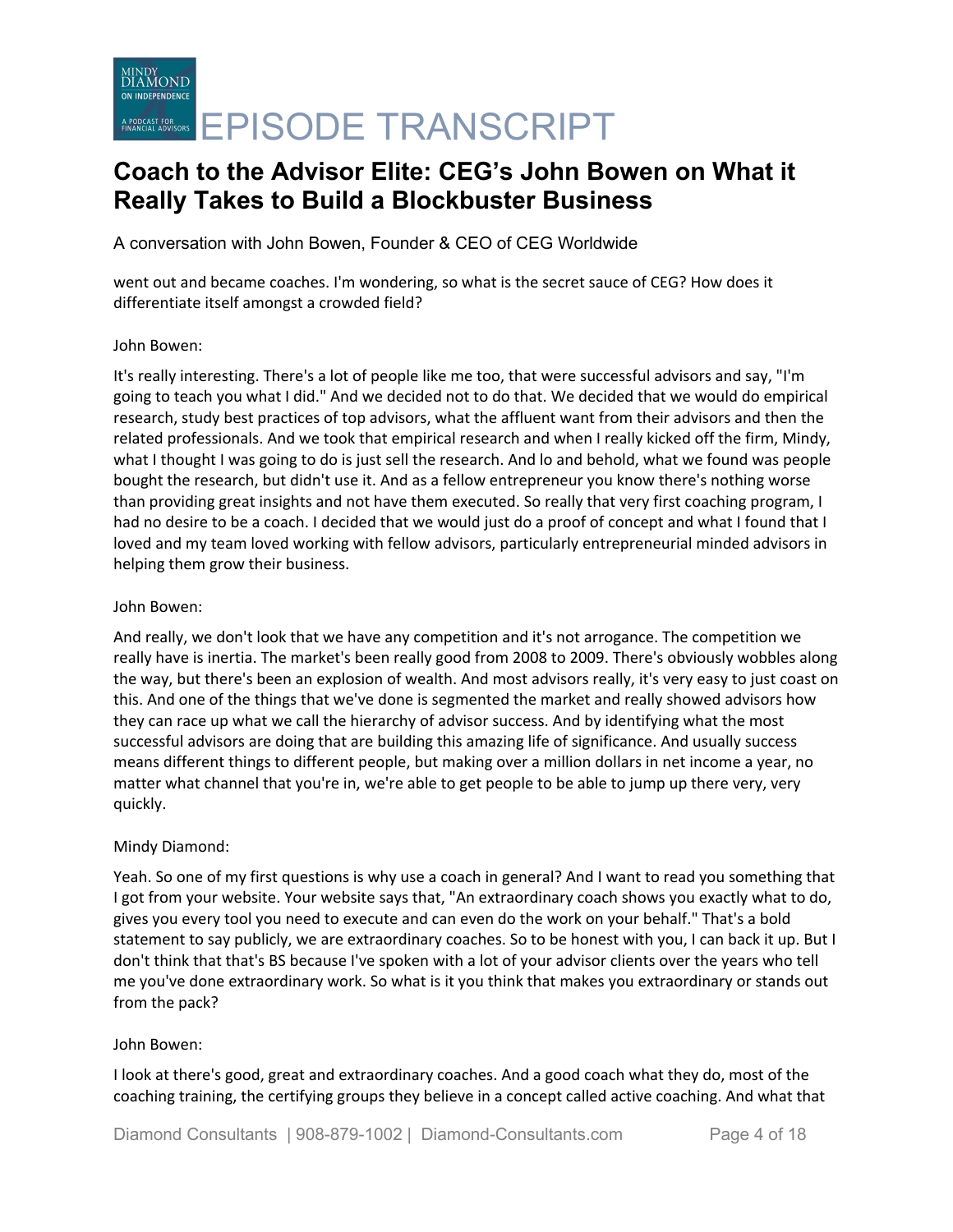went out and became coaches. I'm wondering, so what is the secret sauce of CEG? How does it differentiate itself amongst a crowded field?

John Bowen:

It's really interesting. There's a lot of people like me too, that were successful advisors and say, "I'm going to teach you what I did." And we decided not to do that. We decided that we would do empirical research, study best practices of top advisors, what the affluent want from their advisors and then the related professionals. And we took that empirical research and when I really kicked off the firm, Mindy, what I thought I was going to do is just sell the research. And lo and behold, what we found was people bought the research, but didn't use it. And as a fellow entrepreneur you know there's nothing worse than providing great insights and not have them executed. So really that very first coaching program, I had no desire to be a coach. I decided that we would just do a proof of concept and what I found that I loved and my team loved working with fellow advisors, particularly entrepreneurial minded advisors in helping them grow their business.

John Bowen:

And really, we don't look that we have any competition and it's not arrogance. The competition we really have is inertia. The market's been really good from 2008 to 2009. There's obviously wobbles along the way, but there's been an explosion of wealth. And most advisors really, it's very easy to just coast on this. And one of the things that we've done is segmented the market and really showed advisors how they can race up what we call the hierarchy of advisor success. And by identifying what the most successful advisors are doing that are building this amazing life of significance. And usually success means different things to different people, but making over a million dollars in net income a year, no matter what channel that you're in, we're able to get people to be able to jump up there very, very quickly.

Mindy Diamond:

Yeah. So one of my first questions is why use a coach in general? And I want to read you something that I got from your website. Your website says that, "An extraordinary coach shows you exactly what to do, gives you every tool you need to execute and can even do the work on your behalf." That's a bold statement to say publicly, we are extraordinary coaches. So to be honest with you, I can back it up. But I don't think that that's BS because I've spoken with a lot of your advisor clients over the years who tell me you've done extraordinary work. So what is it you think that makes you extraordinary or stands out from the pack?

John Bowen:

I look at there's good, great and extraordinary coaches. And a good coach what they do, most of the coaching training, the certifying groups they believe in a concept called active coaching. And what that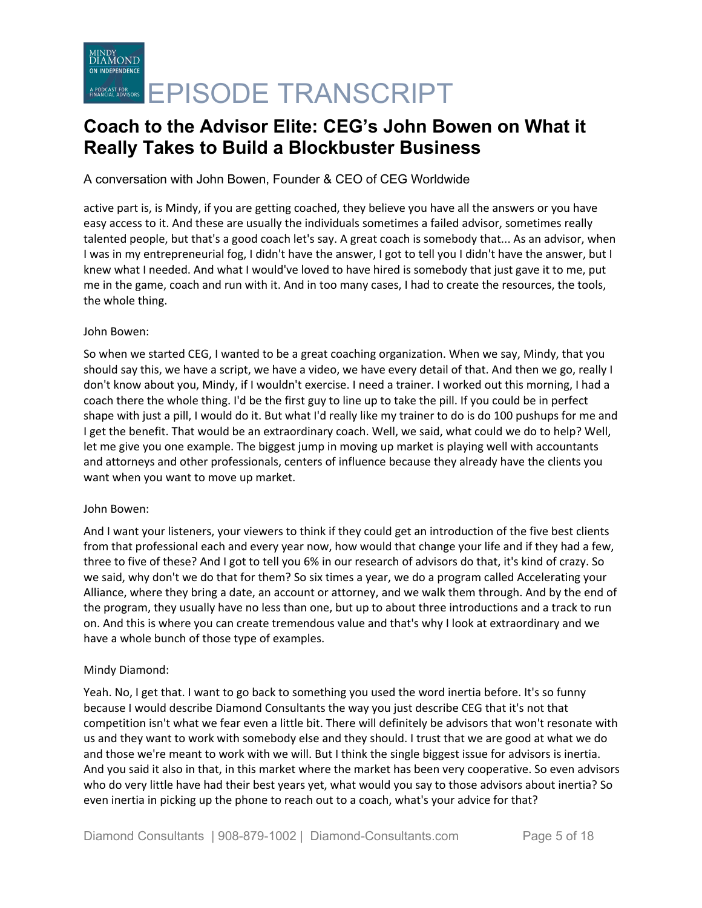active part is, is Mindy, if you are getting coached, they believe you have all the answers or you have easy access to it. And these are usually the individuals sometimes a failed advisor, sometimes really talented people, but that's a good coach let's say. A great coach is somebody that... As an advisor, when I was in my entrepreneurial fog, I didn't have the answer, I got to tell you I didn't have the answer, but I knew what I needed. And what I would've loved to have hired is somebody that just gave it to me, put me in the game, coach and run with it. And in too many cases, I had to create the resources, the tools, the whole thing.

John Bowen:

So when we started CEG, I wanted to be a great coaching organization. When we say, Mindy, that you should say this, we have a script, we have a video, we have every detail of that. And then we go, really I don't know about you, Mindy, if I wouldn't exercise. I need a trainer. I worked out this morning, I had a coach there the whole thing. I'd be the first guy to line up to take the pill. If you could be in perfect shape with just a pill, I would do it. But what I'd really like my trainer to do is do 100 pushups for me and I get the benefit. That would be an extraordinary coach. Well, we said, what could we do to help? Well, let me give you one example. The biggest jump in moving up market is playing well with accountants and attorneys and other professionals, centers of influence because they already have the clients you want when you want to move up market.

John Bowen:

And I want your listeners, your viewers to think if they could get an introduction of the five best clients from that professional each and every year now, how would that change your life and if they had a few, three to five of these? And I got to tell you 6% in our research of advisors do that, it's kind of crazy. So we said, why don't we do that for them? So six times a year, we do a program called Accelerating your Alliance, where they bring a date, an account or attorney, and we walk them through. And by the end of the program, they usually have no less than one, but up to about three introductions and a track to run on. And this is where you can create tremendous value and that's why I look at extraordinary and we have a whole bunch of those type of examples.

Mindy Diamond:

Yeah. No, I get that. I want to go back to something you used the word inertia before. It's so funny because I would describe Diamond Consultants the way you just describe CEG that it's not that competition isn't what we fear even a little bit. There will definitely be advisors that won't resonate with us and they want to work with somebody else and they should. I trust that we are good at what we do and those we're meant to work with we will. But I think the single biggest issue for advisors is inertia. And you said it also in that, in this market where the market has been very cooperative. So even advisors who do very little have had their best years yet, what would you say to those advisors about inertia? So even inertia in picking up the phone to reach out to a coach, what's your advice for that?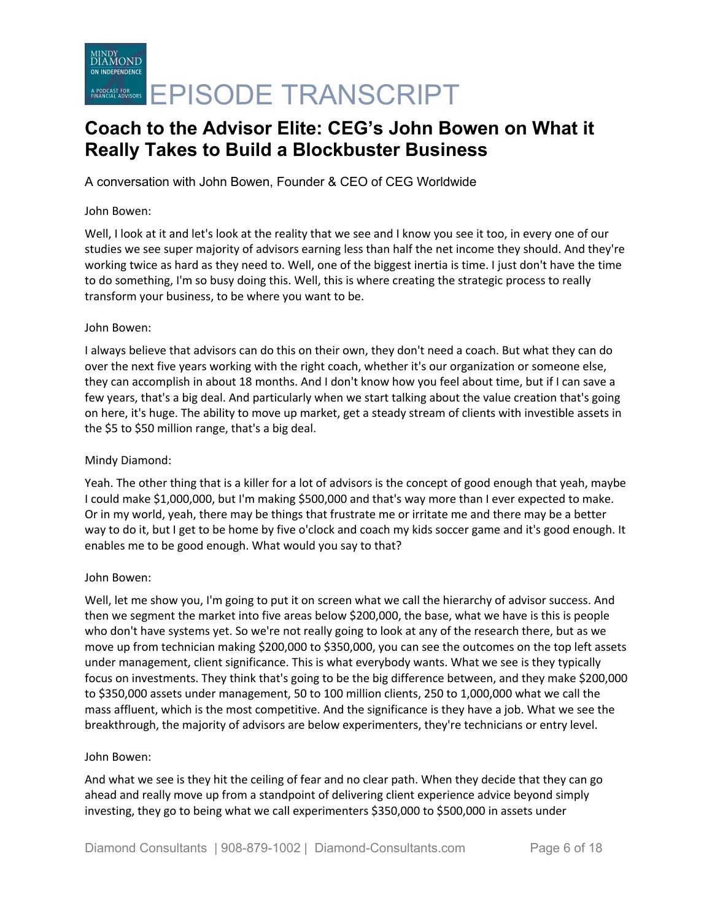# Coach to the Advisor Elite: CEG's John Bowen on What it Really Takes to Build a Blockbuster Business

A conversation with John Bowen, Founder & CEO of CEG Worldwide

John Bowen:

Well, I look at it and let's look at the reality that we see and I know you see it too, in every one of our studies we see super majority of advisors earning less than half the net income they should. And they're working twice as hard as they need to. Well, one of the biggest inertia is time. I just don't have the time to do something, I'm so busy doing this. Well, this is where creating the strategic process to really transform your business, to be where you want to be.

John Bowen:

I always believe that advisors can do this on their own, they don't need a coach. But what they can do over the next five years working with the right coach, whether it's our organization or someone else, they can accomplish in about 18 months. And I don't know how you feel about time, but if I can save a few years, that's a big deal. And particularly when we start talking about the value creation that's going on here, it's huge. The ability to move up market, get a steady stream of clients with investible assets in the $5 to $50 million range, that's a big deal.

Mindy Diamond:

Yeah. The other thing that is a killer for a lot of advisors is the concept of good enough that yeah, maybe I could make $1,000,000, but I'm making $500,000 and that's way more than I ever expected to make. Or in my world, yeah, there may be things that frustrate me or irritate me and there may be a better way to do it, but I get to be home by five o'clock and coach my kids soccer game and it's good enough. It enables me to be good enough. What would you say to that?

John Bowen:

Well, let me show you, I'm going to put it on screen what we call the hierarchy of advisor success. And then we segment the market into five areas below $200,000, the base, what we have is this is people who don't have systems yet. So we're not really going to look at any of the research there, but as we move up from technician making $200,000 to $350,000, you can see the outcomes on the top left assets under management, client significance. This is what everybody wants. What we see is they typically focus on investments. They think that's going to be the big difference between, and they make $200,000 to $350,000 assets under management, 50 to 100 million clients, 250 to 1,000,000 what we call the mass affluent, which is the most competitive. And the significance is they have a job. What we see the breakthrough, the majority of advisors are below experimenters, they're technicians or entry level.

John Bowen:

And what we see is they hit the ceiling of fear and no clear path. When they decide that they can go ahead and really move up from a standpoint of delivering client experience advice beyond simply investing, they go to being what we call experimenters $350,000 to $500,000 in assets under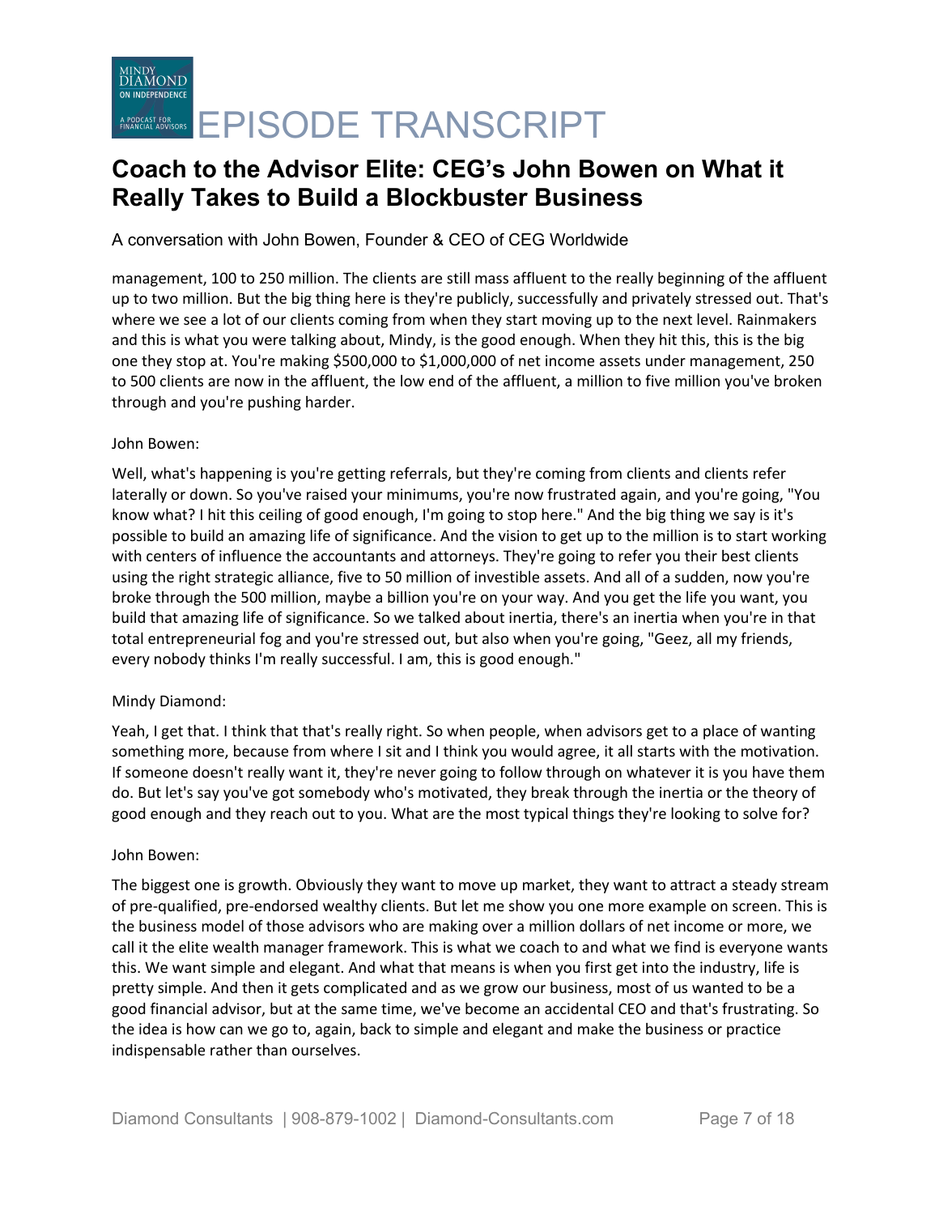management, 100 to 250 million. The clients are still mass affluent to the really beginning of the affluent up to two million. But the big thing here is they're publicly, successfully and privately stressed out. That's where we see a lot of our clients coming from when they start moving up to the next level. Rainmakers and this is what you were talking about, Mindy, is the good enough. When they hit this, this is the big one they stop at. You're making $500,000 to $1,000,000 of net income assets under management, 250 to 500 clients are now in the affluent, the low end of the affluent, a million to five million you've broken through and you're pushing harder.

John Bowen:

Well, what's happening is you're getting referrals, but they're coming from clients and clients refer laterally or down. So you've raised your minimums, you're now frustrated again, and you're going, "You know what? I hit this ceiling of good enough, I'm going to stop here." And the big thing we say is it's possible to build an amazing life of significance. And the vision to get up to the million is to start working with centers of influence the accountants and attorneys. They're going to refer you their best clients using the right strategic alliance, five to 50 million of investible assets. And all of a sudden, now you're broke through the 500 million, maybe a billion you're on your way. And you get the life you want, you build that amazing life of significance. So we talked about inertia, there's an inertia when you're in that total entrepreneurial fog and you're stressed out, but also when you're going, "Geez, all my friends, every nobody thinks I'm really successful. I am, this is good enough."

Mindy Diamond:

Yeah, I get that. I think that that's really right. So when people, when advisors get to a place of wanting something more, because from where I sit and I think you would agree, it all starts with the motivation. If someone doesn't really want it, they're never going to follow through on whatever it is you have them do. But let's say you've got somebody who's motivated, they break through the inertia or the theory of good enough and they reach out to you. What are the most typical things they're looking to solve for?

John Bowen:

The biggest one is growth. Obviously they want to move up market, they want to attract a steady stream of pre-qualified, pre-endorsed wealthy clients. But let me show you one more example on screen. This is the business model of those advisors who are making over a million dollars of net income or more, we call it the elite wealth manager framework. This is what we coach to and what we find is everyone wants this. We want simple and elegant. And what that means is when you first get into the industry, life is pretty simple. And then it gets complicated and as we grow our business, most of us wanted to be a good financial advisor, but at the same time, we've become an accidental CEO and that's frustrating. So the idea is how can we go to, again, back to simple and elegant and make the business or practice indispensable rather than ourselves.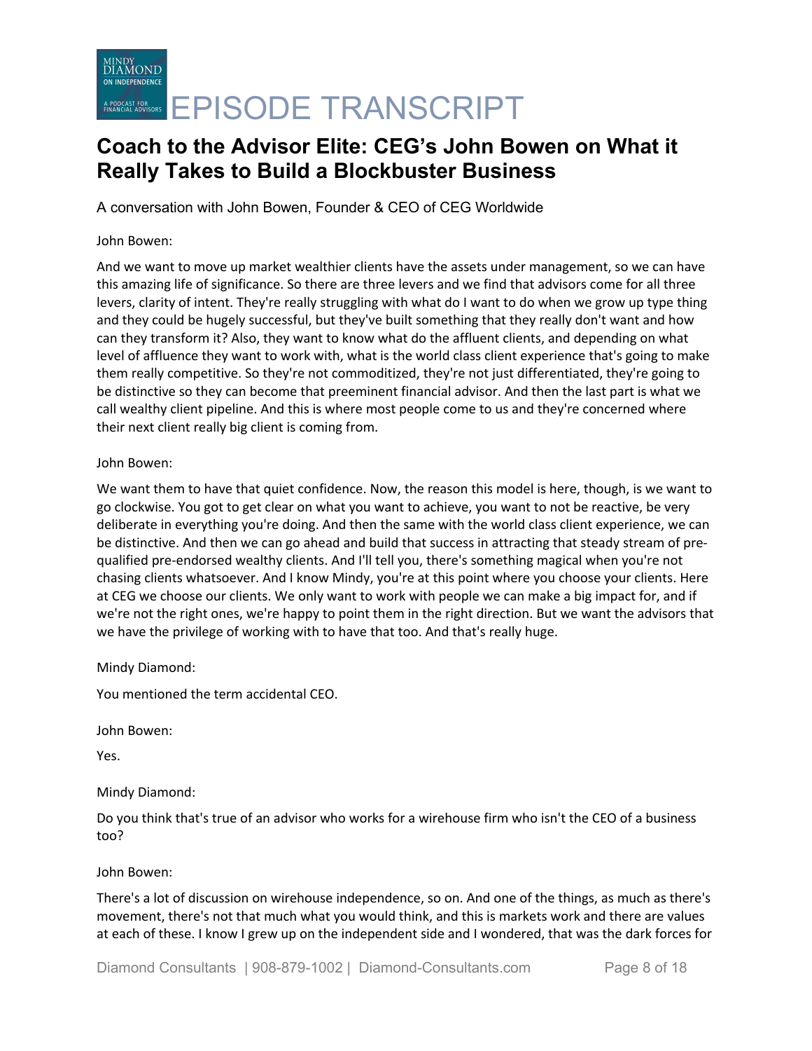# Coach to the Advisor Elite: CEG's John Bowen on What it Really Takes to Build a Blockbuster Business

A conversation with John Bowen, Founder & CEO of CEG Worldwide

John Bowen:

And we want to move up market wealthier clients have the assets under management, so we can have this amazing life of significance. So there are three levers and we find that advisors come for all three levers, clarity of intent. They're really struggling with what do I want to do when we grow up type thing and they could be hugely successful, but they've built something that they really don't want and how can they transform it? Also, they want to know what do the affluent clients, and depending on what level of affluence they want to work with, what is the world class client experience that's going to make them really competitive. So they're not commoditized, they're not just differentiated, they're going to be distinctive so they can become that preeminent financial advisor. And then the last part is what we call wealthy client pipeline. And this is where most people come to us and they're concerned where their next client really big client is coming from.

John Bowen:

We want them to have that quiet confidence. Now, the reason this model is here, though, is we want to go clockwise. You got to get clear on what you want to achieve, you want to not be reactive, be very deliberate in everything you're doing. And then the same with the world class client experience, we can be distinctive. And then we can go ahead and build that success in attracting that steady stream of pre-qualified pre-endorsed wealthy clients. And I'll tell you, there's something magical when you're not chasing clients whatsoever. And I know Mindy, you're at this point where you choose your clients. Here at CEG we choose our clients. We only want to work with people we can make a big impact for, and if we're not the right ones, we're happy to point them in the right direction. But we want the advisors that we have the privilege of working with to have that too. And that's really huge.

Mindy Diamond:

You mentioned the term accidental CEO.

John Bowen:

Yes.

Mindy Diamond:

Do you think that's true of an advisor who works for a wirehouse firm who isn't the CEO of a business too?

John Bowen:

There's a lot of discussion on wirehouse independence, so on. And one of the things, as much as there's movement, there's not that much what you would think, and this is markets work and there are values at each of these. I know I grew up on the independent side and I wondered, that was the dark forces for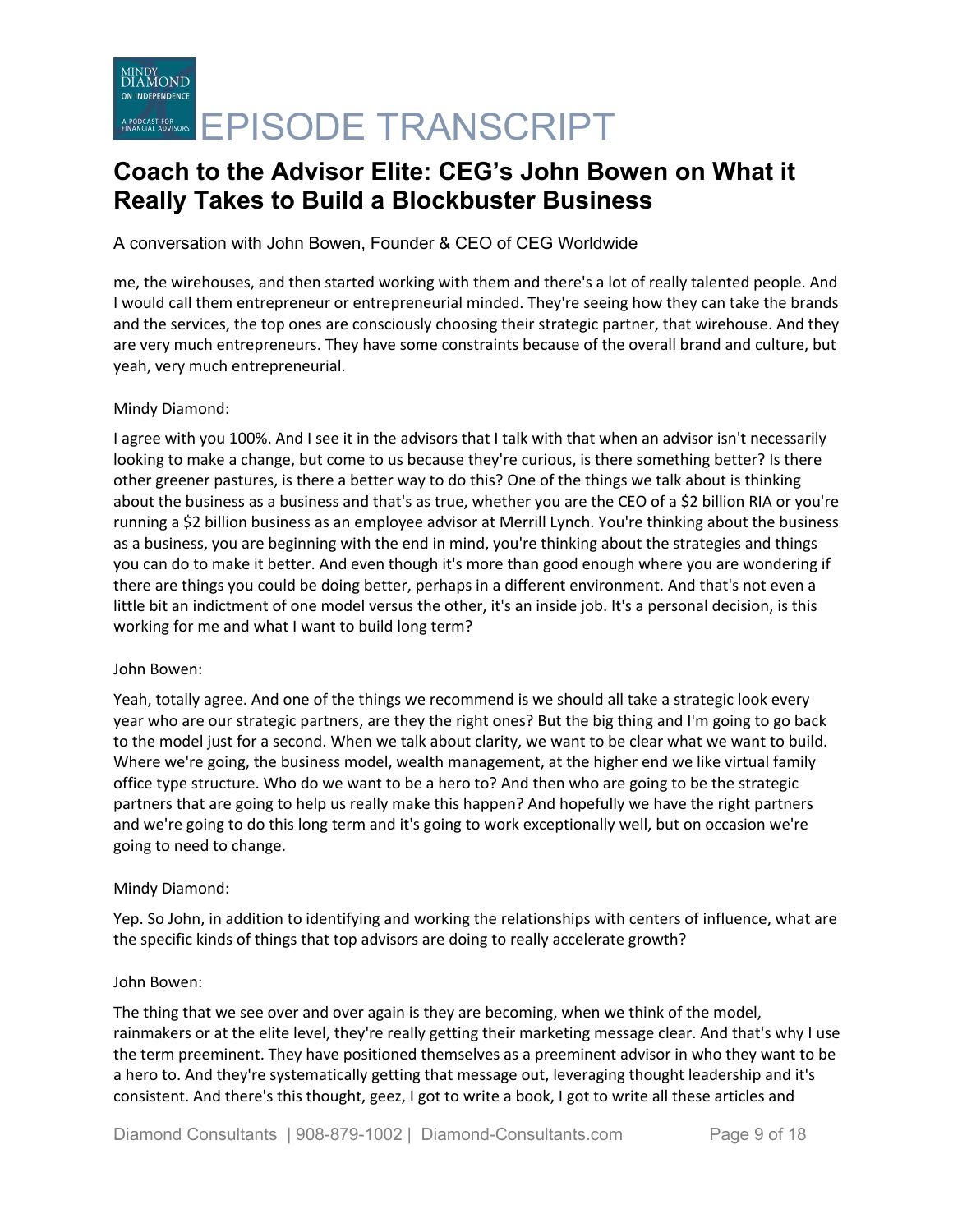me, the wirehouses, and then started working with them and there's a lot of really talented people. And I would call them entrepreneur or entrepreneurial minded. They're seeing how they can take the brands and the services, the top ones are consciously choosing their strategic partner, that wirehouse. And they are very much entrepreneurs. They have some constraints because of the overall brand and culture, but yeah, very much entrepreneurial.

Mindy Diamond:

I agree with you 100%. And I see it in the advisors that I talk with that when an advisor isn't necessarily looking to make a change, but come to us because they're curious, is there something better? Is there other greener pastures, is there a better way to do this? One of the things we talk about is thinking about the business as a business and that's as true, whether you are the CEO of a $2 billion RIA or you're running a $2 billion business as an employee advisor at Merrill Lynch. You're thinking about the business as a business, you are beginning with the end in mind, you're thinking about the strategies and things you can do to make it better. And even though it's more than good enough where you are wondering if there are things you could be doing better, perhaps in a different environment. And that's not even a little bit an indictment of one model versus the other, it's an inside job. It's a personal decision, is this working for me and what I want to build long term?

John Bowen:

Yeah, totally agree. And one of the things we recommend is we should all take a strategic look every year who are our strategic partners, are they the right ones? But the big thing and I'm going to go back to the model just for a second. When we talk about clarity, we want to be clear what we want to build. Where we're going, the business model, wealth management, at the higher end we like virtual family office type structure. Who do we want to be a hero to? And then who are going to be the strategic partners that are going to help us really make this happen? And hopefully we have the right partners and we're going to do this long term and it's going to work exceptionally well, but on occasion we're going to need to change.

Mindy Diamond:

Yep. So John, in addition to identifying and working the relationships with centers of influence, what are the specific kinds of things that top advisors are doing to really accelerate growth?

John Bowen:

The thing that we see over and over again is they are becoming, when we think of the model, rainmakers or at the elite level, they're really getting their marketing message clear. And that's why I use the term preeminent. They have positioned themselves as a preeminent advisor in who they want to be a hero to. And they're systematically getting that message out, leveraging thought leadership and it's consistent. And there's this thought, geez, I got to write a book, I got to write all these articles and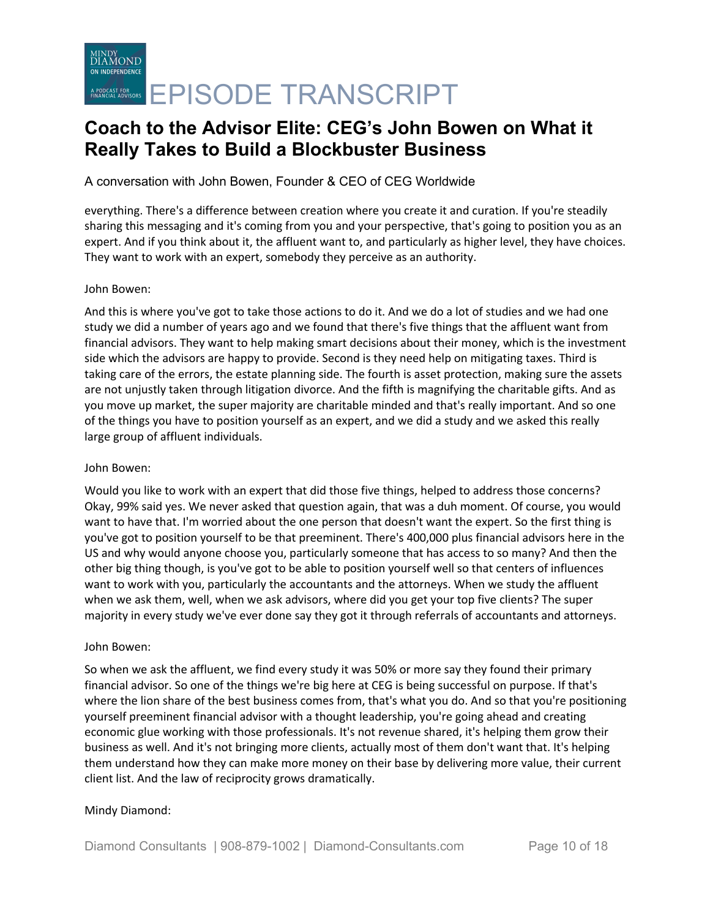everything. There's a difference between creation where you create it and curation. If you're steadily sharing this messaging and it's coming from you and your perspective, that's going to position you as an expert. And if you think about it, the affluent want to, and particularly as higher level, they have choices. They want to work with an expert, somebody they perceive as an authority.

John Bowen:

And this is where you've got to take those actions to do it. And we do a lot of studies and we had one study we did a number of years ago and we found that there's five things that the affluent want from financial advisors. They want to help making smart decisions about their money, which is the investment side which the advisors are happy to provide. Second is they need help on mitigating taxes. Third is taking care of the errors, the estate planning side. The fourth is asset protection, making sure the assets are not unjustly taken through litigation divorce. And the fifth is magnifying the charitable gifts. And as you move up market, the super majority are charitable minded and that's really important. And so one of the things you have to position yourself as an expert, and we did a study and we asked this really large group of affluent individuals.

John Bowen:

Would you like to work with an expert that did those five things, helped to address those concerns? Okay, 99% said yes. We never asked that question again, that was a duh moment. Of course, you would want to have that. I'm worried about the one person that doesn't want the expert. So the first thing is you've got to position yourself to be that preeminent. There's 400,000 plus financial advisors here in the US and why would anyone choose you, particularly someone that has access to so many? And then the other big thing though, is you've got to be able to position yourself well so that centers of influences want to work with you, particularly the accountants and the attorneys. When we study the affluent when we ask them, well, when we ask advisors, where did you get your top five clients? The super majority in every study we've ever done say they got it through referrals of accountants and attorneys.

John Bowen:

So when we ask the affluent, we find every study it was 50% or more say they found their primary financial advisor. So one of the things we're big here at CEG is being successful on purpose. If that's where the lion share of the best business comes from, that's what you do. And so that you're positioning yourself preeminent financial advisor with a thought leadership, you're going ahead and creating economic glue working with those professionals. It's not revenue shared, it's helping them grow their business as well. And it's not bringing more clients, actually most of them don't want that. It's helping them understand how they can make more money on their base by delivering more value, their current client list. And the law of reciprocity grows dramatically.

Mindy Diamond: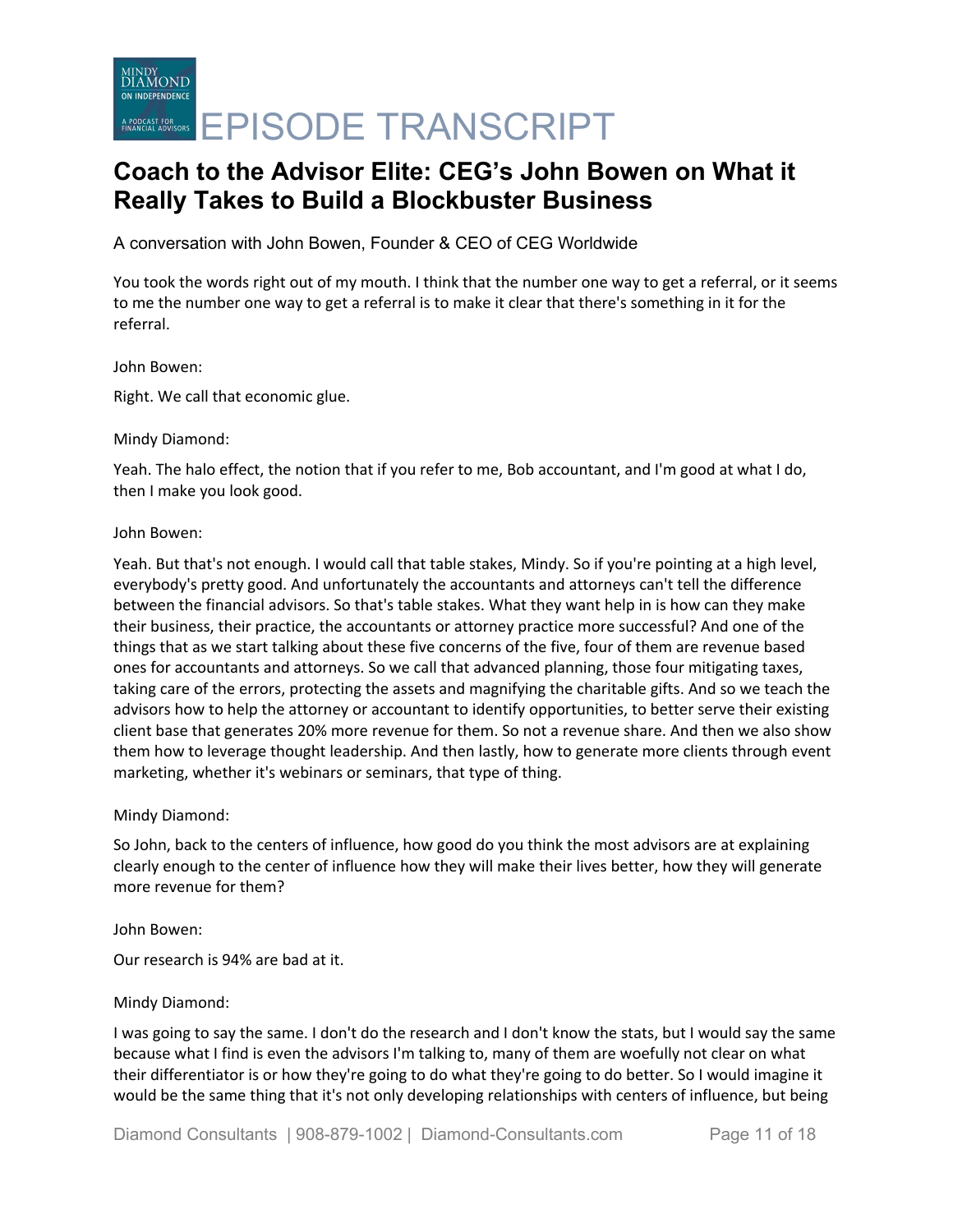# Coach to the Advisor Elite: CEG's John Bowen on What it Really Takes to Build a Blockbuster Business

A conversation with John Bowen, Founder & CEO of CEG Worldwide

You took the words right out of my mouth. I think that the number one way to get a referral, or it seems to me the number one way to get a referral is to make it clear that there's something in it for the referral.

John Bowen:

Right. We call that economic glue.

Mindy Diamond:

Yeah. The halo effect, the notion that if you refer to me, Bob accountant, and I'm good at what I do, then I make you look good.

John Bowen:

Yeah. But that's not enough. I would call that table stakes, Mindy. So if you're pointing at a high level, everybody's pretty good. And unfortunately the accountants and attorneys can't tell the difference between the financial advisors. So that's table stakes. What they want help in is how can they make their business, their practice, the accountants or attorney practice more successful? And one of the things that as we start talking about these five concerns of the five, four of them are revenue based ones for accountants and attorneys. So we call that advanced planning, those four mitigating taxes, taking care of the errors, protecting the assets and magnifying the charitable gifts. And so we teach the advisors how to help the attorney or accountant to identify opportunities, to better serve their existing client base that generates 20% more revenue for them. So not a revenue share. And then we also show them how to leverage thought leadership. And then lastly, how to generate more clients through event marketing, whether it's webinars or seminars, that type of thing.

Mindy Diamond:

So John, back to the centers of influence, how good do you think the most advisors are at explaining clearly enough to the center of influence how they will make their lives better, how they will generate more revenue for them?

John Bowen:

Our research is 94% are bad at it.

Mindy Diamond:

I was going to say the same. I don't do the research and I don't know the stats, but I would say the same because what I find is even the advisors I'm talking to, many of them are woefully not clear on what their differentiator is or how they're going to do what they're going to do better. So I would imagine it would be the same thing that it's not only developing relationships with centers of influence, but being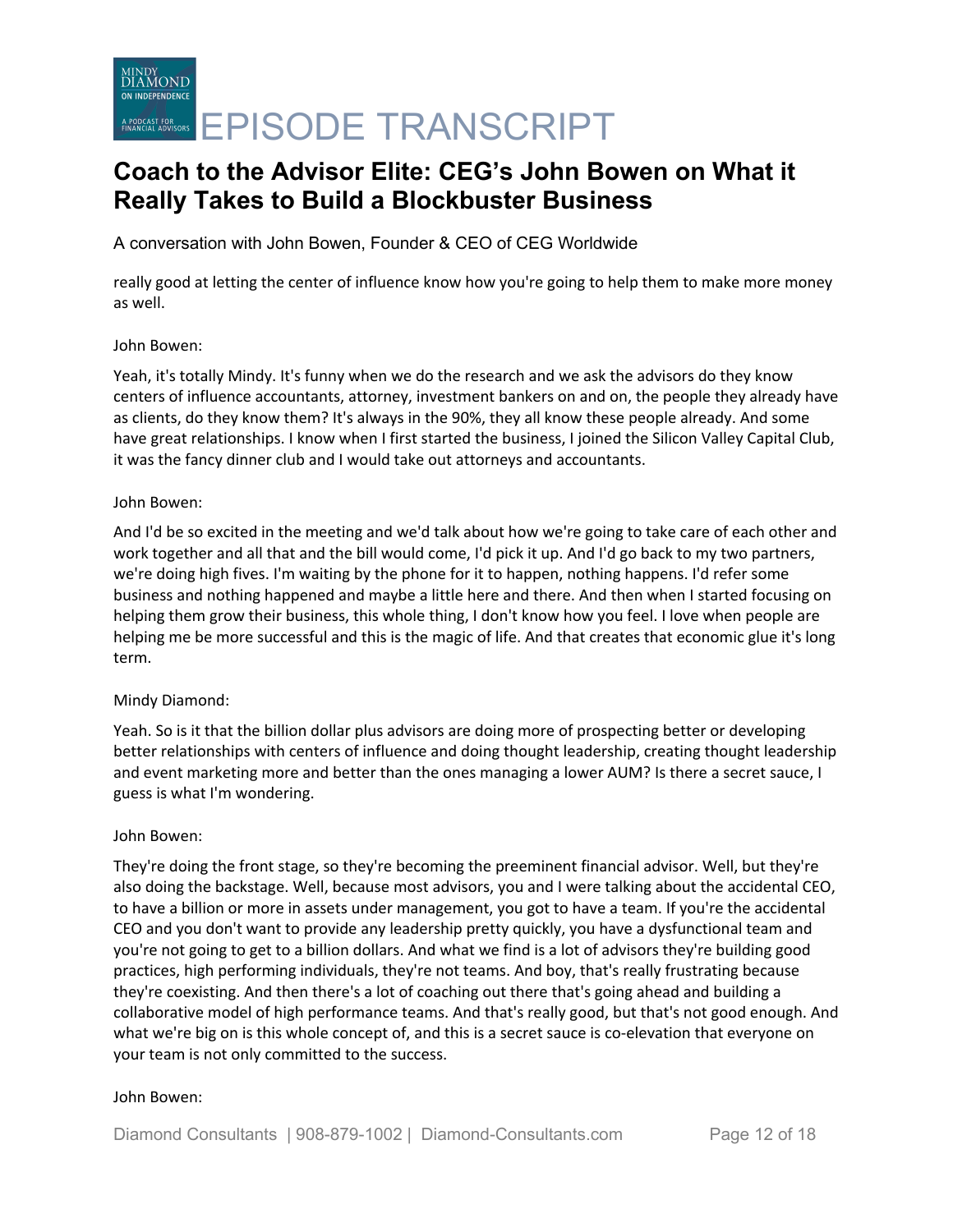really good at letting the center of influence know how you're going to help them to make more money as well.

John Bowen:

Yeah, it's totally Mindy. It's funny when we do the research and we ask the advisors do they know centers of influence accountants, attorney, investment bankers on and on, the people they already have as clients, do they know them? It's always in the 90%, they all know these people already. And some have great relationships. I know when I first started the business, I joined the Silicon Valley Capital Club, it was the fancy dinner club and I would take out attorneys and accountants.

John Bowen:

And I'd be so excited in the meeting and we'd talk about how we're going to take care of each other and work together and all that and the bill would come, I'd pick it up. And I'd go back to my two partners, we're doing high fives. I'm waiting by the phone for it to happen, nothing happens. I'd refer some business and nothing happened and maybe a little here and there. And then when I started focusing on helping them grow their business, this whole thing, I don't know how you feel. I love when people are helping me be more successful and this is the magic of life. And that creates that economic glue it's long term.

Mindy Diamond:

Yeah. So is it that the billion dollar plus advisors are doing more of prospecting better or developing better relationships with centers of influence and doing thought leadership, creating thought leadership and event marketing more and better than the ones managing a lower AUM? Is there a secret sauce, I guess is what I'm wondering.

John Bowen:

They're doing the front stage, so they're becoming the preeminent financial advisor. Well, but they're also doing the backstage. Well, because most advisors, you and I were talking about the accidental CEO, to have a billion or more in assets under management, you got to have a team. If you're the accidental CEO and you don't want to provide any leadership pretty quickly, you have a dysfunctional team and you're not going to get to a billion dollars. And what we find is a lot of advisors they're building good practices, high performing individuals, they're not teams. And boy, that's really frustrating because they're coexisting. And then there's a lot of coaching out there that's going ahead and building a collaborative model of high performance teams. And that's really good, but that's not good enough. And what we're big on is this whole concept of, and this is a secret sauce is co-elevation that everyone on your team is not only committed to the success.

John Bowen: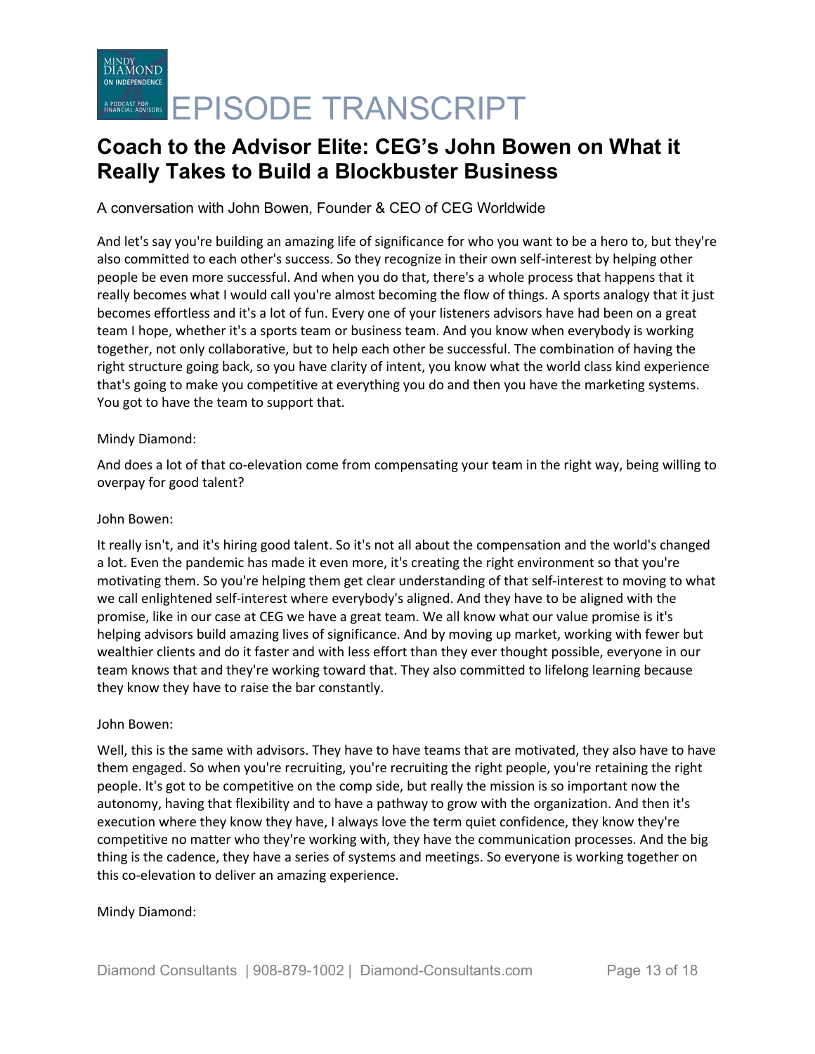And let's say you're building an amazing life of significance for who you want to be a hero to, but they're also committed to each other's success. So they recognize in their own self-interest by helping other people be even more successful. And when you do that, there's a whole process that happens that it really becomes what I would call you're almost becoming the flow of things. A sports analogy that it just becomes effortless and it's a lot of fun. Every one of your listeners advisors have had been on a great team I hope, whether it's a sports team or business team. And you know when everybody is working together, not only collaborative, but to help each other be successful. The combination of having the right structure going back, so you have clarity of intent, you know what the world class kind experience that's going to make you competitive at everything you do and then you have the marketing systems. You got to have the team to support that.

Mindy Diamond:

And does a lot of that co-elevation come from compensating your team in the right way, being willing to overpay for good talent?

John Bowen:

It really isn't, and it's hiring good talent. So it's not all about the compensation and the world's changed a lot. Even the pandemic has made it even more, it's creating the right environment so that you're motivating them. So you're helping them get clear understanding of that self-interest to moving to what we call enlightened self-interest where everybody's aligned. And they have to be aligned with the promise, like in our case at CEG we have a great team. We all know what our value promise is it's helping advisors build amazing lives of significance. And by moving up market, working with fewer but wealthier clients and do it faster and with less effort than they ever thought possible, everyone in our team knows that and they're working toward that. They also committed to lifelong learning because they know they have to raise the bar constantly.

John Bowen:

Well, this is the same with advisors. They have to have teams that are motivated, they also have to have them engaged. So when you're recruiting, you're recruiting the right people, you're retaining the right people. It's got to be competitive on the comp side, but really the mission is so important now the autonomy, having that flexibility and to have a pathway to grow with the organization. And then it's execution where they know they have, I always love the term quiet confidence, they know they're competitive no matter who they're working with, they have the communication processes. And the big thing is the cadence, they have a series of systems and meetings. So everyone is working together on this co-elevation to deliver an amazing experience.

Mindy Diamond: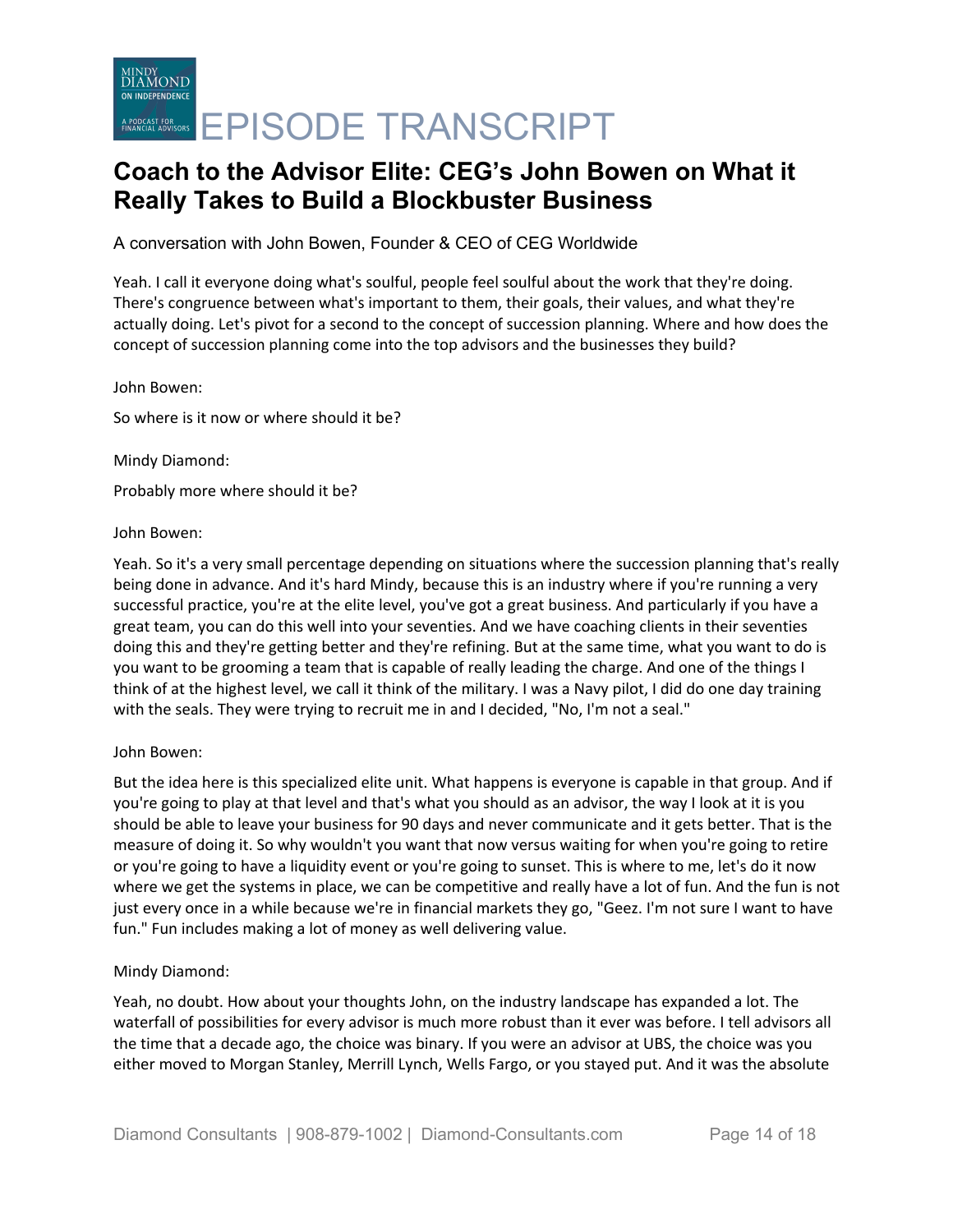Yeah. I call it everyone doing what's soulful, people feel soulful about the work that they're doing. There's congruence between what's important to them, their goals, their values, and what they're actually doing. Let's pivot for a second to the concept of succession planning. Where and how does the concept of succession planning come into the top advisors and the businesses they build?

John Bowen:

So where is it now or where should it be?

Mindy Diamond:

Probably more where should it be?

John Bowen:

Yeah. So it's a very small percentage depending on situations where the succession planning that's really being done in advance. And it's hard Mindy, because this is an industry where if you're running a very successful practice, you're at the elite level, you've got a great business. And particularly if you have a great team, you can do this well into your seventies. And we have coaching clients in their seventies doing this and they're getting better and they're refining. But at the same time, what you want to do is you want to be grooming a team that is capable of really leading the charge. And one of the things I think of at the highest level, we call it think of the military. I was a Navy pilot, I did do one day training with the seals. They were trying to recruit me in and I decided, "No, I'm not a seal."

John Bowen:

But the idea here is this specialized elite unit. What happens is everyone is capable in that group. And if you're going to play at that level and that's what you should as an advisor, the way I look at it is you should be able to leave your business for 90 days and never communicate and it gets better. That is the measure of doing it. So why wouldn't you want that now versus waiting for when you're going to retire or you're going to have a liquidity event or you're going to sunset. This is where to me, let's do it now where we get the systems in place, we can be competitive and really have a lot of fun. And the fun is not just every once in a while because we're in financial markets they go, "Geez. I'm not sure I want to have fun." Fun includes making a lot of money as well delivering value.

Mindy Diamond:

Yeah, no doubt. How about your thoughts John, on the industry landscape has expanded a lot. The waterfall of possibilities for every advisor is much more robust than it ever was before. I tell advisors all the time that a decade ago, the choice was binary. If you were an advisor at UBS, the choice was you either moved to Morgan Stanley, Merrill Lynch, Wells Fargo, or you stayed put. And it was the absolute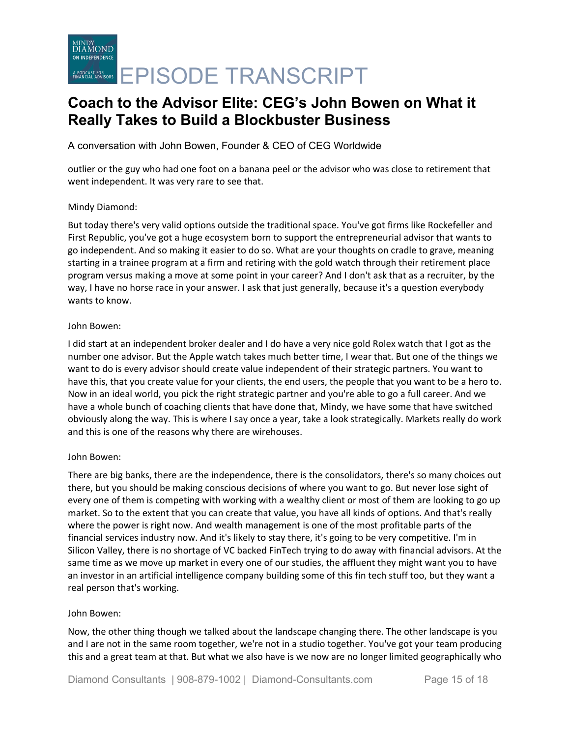outlier or the guy who had one foot on a banana peel or the advisor who was close to retirement that went independent. It was very rare to see that.

Mindy Diamond:

But today there's very valid options outside the traditional space. You've got firms like Rockefeller and First Republic, you've got a huge ecosystem born to support the entrepreneurial advisor that wants to go independent. And so making it easier to do so. What are your thoughts on cradle to grave, meaning starting in a trainee program at a firm and retiring with the gold watch through their retirement place program versus making a move at some point in your career? And I don't ask that as a recruiter, by the way, I have no horse race in your answer. I ask that just generally, because it's a question everybody wants to know.

John Bowen:

I did start at an independent broker dealer and I do have a very nice gold Rolex watch that I got as the number one advisor. But the Apple watch takes much better time, I wear that. But one of the things we want to do is every advisor should create value independent of their strategic partners. You want to have this, that you create value for your clients, the end users, the people that you want to be a hero to. Now in an ideal world, you pick the right strategic partner and you're able to go a full career. And we have a whole bunch of coaching clients that have done that, Mindy, we have some that have switched obviously along the way. This is where I say once a year, take a look strategically. Markets really do work and this is one of the reasons why there are wirehouses.

John Bowen:

There are big banks, there are the independence, there is the consolidators, there's so many choices out there, but you should be making conscious decisions of where you want to go. But never lose sight of every one of them is competing with working with a wealthy client or most of them are looking to go up market. So to the extent that you can create that value, you have all kinds of options. And that's really where the power is right now. And wealth management is one of the most profitable parts of the financial services industry now. And it's likely to stay there, it's going to be very competitive. I'm in Silicon Valley, there is no shortage of VC backed FinTech trying to do away with financial advisors. At the same time as we move up market in every one of our studies, the affluent they might want you to have an investor in an artificial intelligence company building some of this fin tech stuff too, but they want a real person that's working.

John Bowen:

Now, the other thing though we talked about the landscape changing there. The other landscape is you and I are not in the same room together, we're not in a studio together. You've got your team producing this and a great team at that. But what we also have is we now are no longer limited geographically who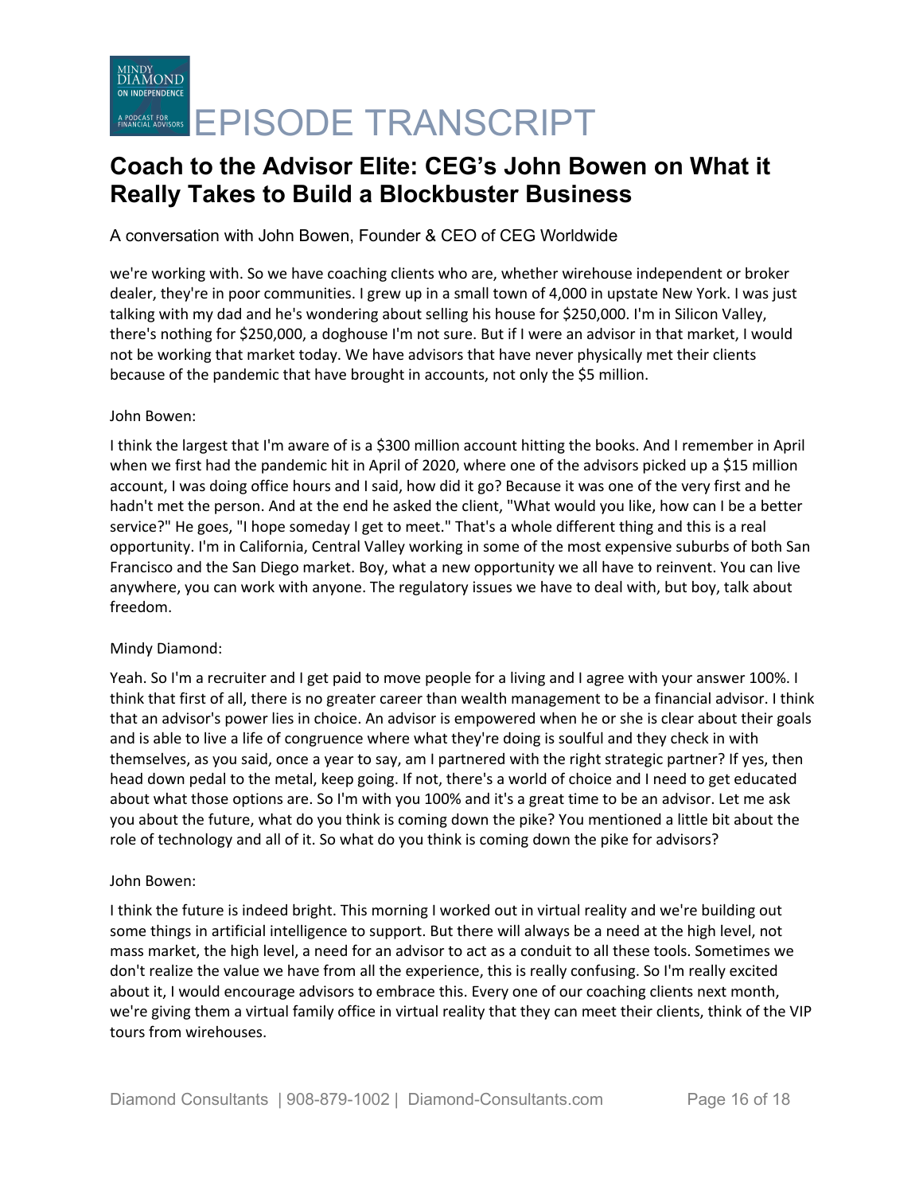we're working with. So we have coaching clients who are, whether wirehouse independent or broker dealer, they're in poor communities. I grew up in a small town of 4,000 in upstate New York. I was just talking with my dad and he's wondering about selling his house for $250,000. I'm in Silicon Valley, there's nothing for $250,000, a doghouse I'm not sure. But if I were an advisor in that market, I would not be working that market today. We have advisors that have never physically met their clients because of the pandemic that have brought in accounts, not only the $5 million.

John Bowen:

I think the largest that I'm aware of is a $300 million account hitting the books. And I remember in April when we first had the pandemic hit in April of 2020, where one of the advisors picked up a $15 million account, I was doing office hours and I said, how did it go? Because it was one of the very first and he hadn't met the person. And at the end he asked the client, "What would you like, how can I be a better service?" He goes, "I hope someday I get to meet." That's a whole different thing and this is a real opportunity. I'm in California, Central Valley working in some of the most expensive suburbs of both San Francisco and the San Diego market. Boy, what a new opportunity we all have to reinvent. You can live anywhere, you can work with anyone. The regulatory issues we have to deal with, but boy, talk about freedom.

Mindy Diamond:

Yeah. So I'm a recruiter and I get paid to move people for a living and I agree with your answer 100%. I think that first of all, there is no greater career than wealth management to be a financial advisor. I think that an advisor's power lies in choice. An advisor is empowered when he or she is clear about their goals and is able to live a life of congruence where what they're doing is soulful and they check in with themselves, as you said, once a year to say, am I partnered with the right strategic partner? If yes, then head down pedal to the metal, keep going. If not, there's a world of choice and I need to get educated about what those options are. So I'm with you 100% and it's a great time to be an advisor. Let me ask you about the future, what do you think is coming down the pike? You mentioned a little bit about the role of technology and all of it. So what do you think is coming down the pike for advisors?

John Bowen:

I think the future is indeed bright. This morning I worked out in virtual reality and we're building out some things in artificial intelligence to support. But there will always be a need at the high level, not mass market, the high level, a need for an advisor to act as a conduit to all these tools. Sometimes we don't realize the value we have from all the experience, this is really confusing. So I'm really excited about it, I would encourage advisors to embrace this. Every one of our coaching clients next month, we're giving them a virtual family office in virtual reality that they can meet their clients, think of the VIP tours from wirehouses.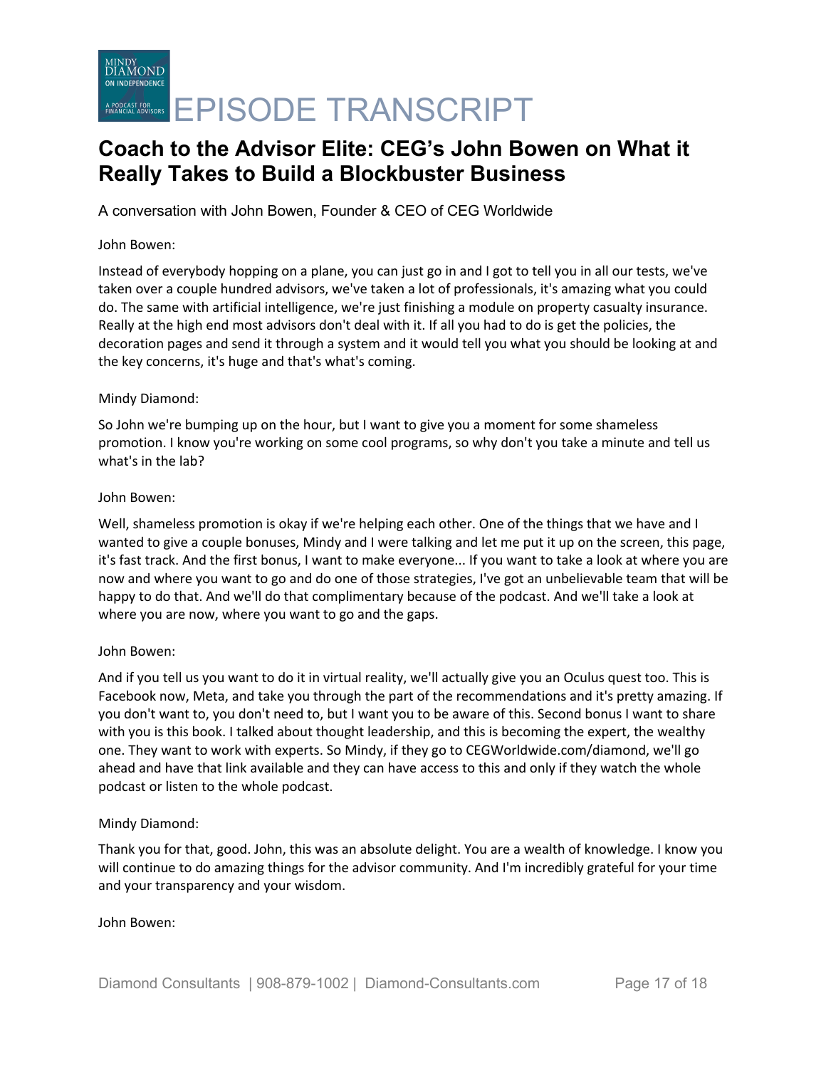# Coach to the Advisor Elite: CEG's John Bowen on What it Really Takes to Build a Blockbuster Business

A conversation with John Bowen, Founder & CEO of CEG Worldwide

John Bowen:

Instead of everybody hopping on a plane, you can just go in and I got to tell you in all our tests, we've taken over a couple hundred advisors, we've taken a lot of professionals, it's amazing what you could do. The same with artificial intelligence, we're just finishing a module on property casualty insurance. Really at the high end most advisors don't deal with it. If all you had to do is get the policies, the decoration pages and send it through a system and it would tell you what you should be looking at and the key concerns, it's huge and that's what's coming.

Mindy Diamond:

So John we're bumping up on the hour, but I want to give you a moment for some shameless promotion. I know you're working on some cool programs, so why don't you take a minute and tell us what's in the lab?

John Bowen:

Well, shameless promotion is okay if we're helping each other. One of the things that we have and I wanted to give a couple bonuses, Mindy and I were talking and let me put it up on the screen, this page, it's fast track. And the first bonus, I want to make everyone... If you want to take a look at where you are now and where you want to go and do one of those strategies, I've got an unbelievable team that will be happy to do that. And we'll do that complimentary because of the podcast. And we'll take a look at where you are now, where you want to go and the gaps.

John Bowen:

And if you tell us you want to do it in virtual reality, we'll actually give you an Oculus quest too. This is Facebook now, Meta, and take you through the part of the recommendations and it's pretty amazing. If you don't want to, you don't need to, but I want you to be aware of this. Second bonus I want to share with you is this book. I talked about thought leadership, and this is becoming the expert, the wealthy one. They want to work with experts. So Mindy, if they go to CEGWorldwide.com/diamond, we'll go ahead and have that link available and they can have access to this and only if they watch the whole podcast or listen to the whole podcast.

Mindy Diamond:

Thank you for that, good. John, this was an absolute delight. You are a wealth of knowledge. I know you will continue to do amazing things for the advisor community. And I'm incredibly grateful for your time and your transparency and your wisdom.

John Bowen: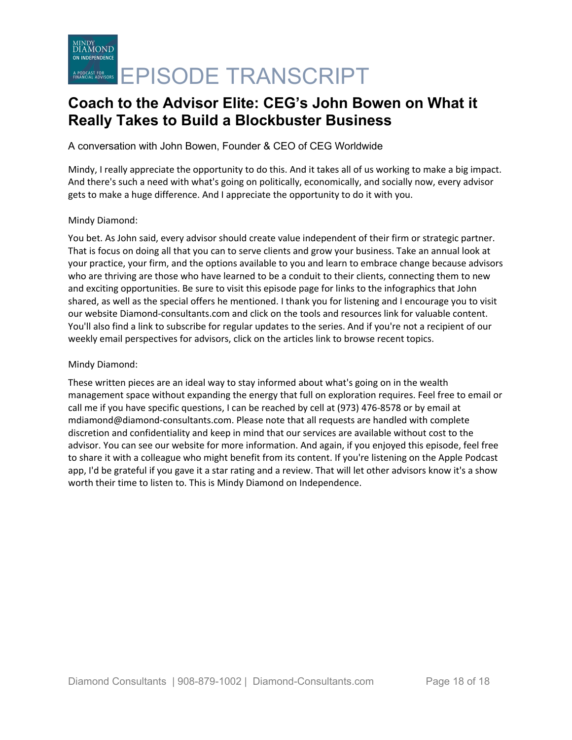# Coach to the Advisor Elite: CEG's John Bowen on What it Really Takes to Build a Blockbuster Business

A conversation with John Bowen, Founder & CEO of CEG Worldwide

Mindy, I really appreciate the opportunity to do this. And it takes all of us working to make a big impact. And there's such a need with what's going on politically, economically, and socially now, every advisor gets to make a huge difference. And I appreciate the opportunity to do it with you.

Mindy Diamond:

You bet. As John said, every advisor should create value independent of their firm or strategic partner. That is focus on doing all that you can to serve clients and grow your business. Take an annual look at your practice, your firm, and the options available to you and learn to embrace change because advisors who are thriving are those who have learned to be a conduit to their clients, connecting them to new and exciting opportunities. Be sure to visit this episode page for links to the infographics that John shared, as well as the special offers he mentioned. I thank you for listening and I encourage you to visit our website Diamond-consultants.com and click on the tools and resources link for valuable content. You'll also find a link to subscribe for regular updates to the series. And if you're not a recipient of our weekly email perspectives for advisors, click on the articles link to browse recent topics.

Mindy Diamond:

These written pieces are an ideal way to stay informed about what's going on in the wealth management space without expanding the energy that full on exploration requires. Feel free to email or call me if you have specific questions, I can be reached by cell at (973) 476-8578 or by email at mdiamond@diamond-consultants.com. Please note that all requests are handled with complete discretion and confidentiality and keep in mind that our services are available without cost to the advisor. You can see our website for more information. And again, if you enjoyed this episode, feel free to share it with a colleague who might benefit from its content. If you're listening on the Apple Podcast app, I'd be grateful if you gave it a star rating and a review. That will let other advisors know it's a show worth their time to listen to. This is Mindy Diamond on Independence.